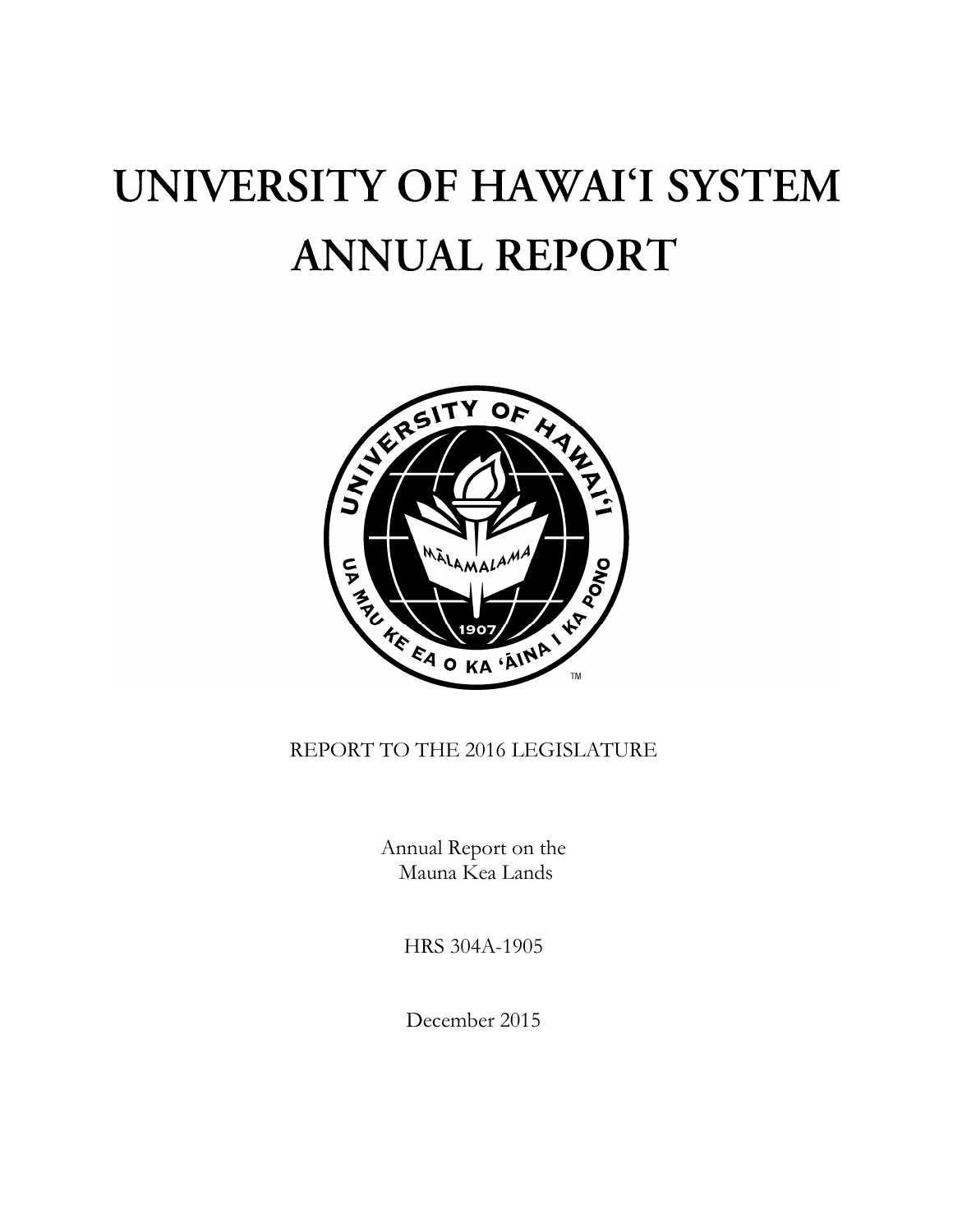# UNIVERSITY OF HAWAIʻI SYSTEM ANNUAL REPORT

REPORT TO THE 2016 LEGISLATURE

Annual Report on the
Mauna Kea Lands

HRS 304A-1905

December 2015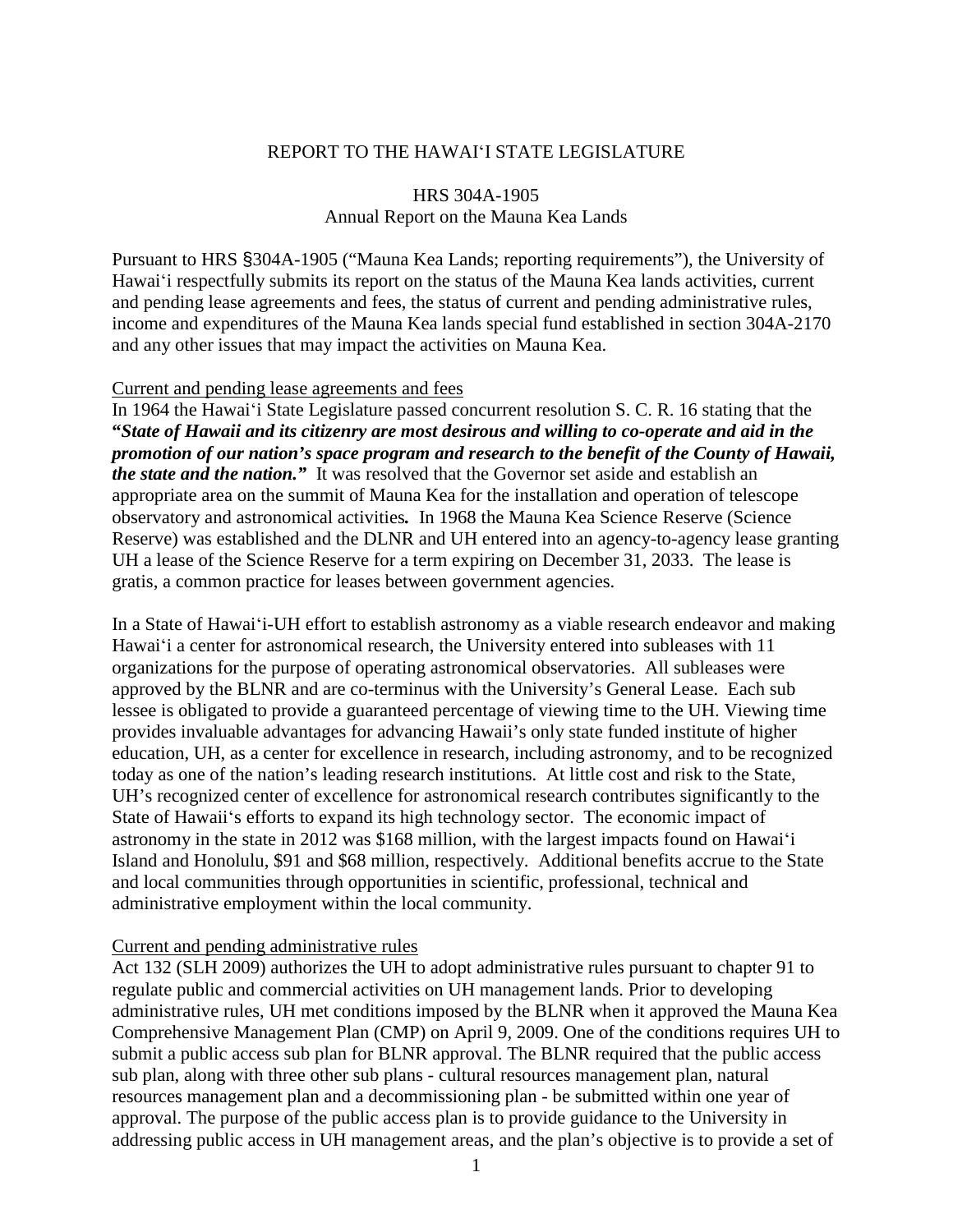REPORT TO THE HAWAIʻI STATE LEGISLATURE

HRS 304A-1905
Annual Report on the Mauna Kea Lands

Pursuant to HRS §304A-1905 ("Mauna Kea Lands; reporting requirements"), the University of Hawaiʻi respectfully submits its report on the status of the Mauna Kea lands activities, current and pending lease agreements and fees, the status of current and pending administrative rules, income and expenditures of the Mauna Kea lands special fund established in section 304A-2170 and any other issues that may impact the activities on Mauna Kea.

Current and pending lease agreements and fees

In 1964 the Hawaiʻi State Legislature passed concurrent resolution S. C. R. 16 stating that the ***"State of Hawaii and its citizenry are most desirous and willing to co-operate and aid in the promotion of our nation's space program and research to the benefit of the County of Hawaii, the state and the nation."*** It was resolved that the Governor set aside and establish an appropriate area on the summit of Mauna Kea for the installation and operation of telescope observatory and astronomical activities***.*** In 1968 the Mauna Kea Science Reserve (Science Reserve) was established and the DLNR and UH entered into an agency-to-agency lease granting UH a lease of the Science Reserve for a term expiring on December 31, 2033. The lease is gratis, a common practice for leases between government agencies.

In a State of Hawaiʻi-UH effort to establish astronomy as a viable research endeavor and making Hawaiʻi a center for astronomical research, the University entered into subleases with 11 organizations for the purpose of operating astronomical observatories. All subleases were approved by the BLNR and are co-terminus with the University's General Lease. Each sub lessee is obligated to provide a guaranteed percentage of viewing time to the UH. Viewing time provides invaluable advantages for advancing Hawaii's only state funded institute of higher education, UH, as a center for excellence in research, including astronomy, and to be recognized today as one of the nation's leading research institutions. At little cost and risk to the State, UH's recognized center of excellence for astronomical research contributes significantly to the State of Hawaii's efforts to expand its high technology sector. The economic impact of astronomy in the state in 2012 was $168 million, with the largest impacts found on Hawaiʻi Island and Honolulu, $91 and $68 million, respectively. Additional benefits accrue to the State and local communities through opportunities in scientific, professional, technical and administrative employment within the local community.

Current and pending administrative rules

Act 132 (SLH 2009) authorizes the UH to adopt administrative rules pursuant to chapter 91 to regulate public and commercial activities on UH management lands. Prior to developing administrative rules, UH met conditions imposed by the BLNR when it approved the Mauna Kea Comprehensive Management Plan (CMP) on April 9, 2009. One of the conditions requires UH to submit a public access sub plan for BLNR approval. The BLNR required that the public access sub plan, along with three other sub plans - cultural resources management plan, natural resources management plan and a decommissioning plan - be submitted within one year of approval. The purpose of the public access plan is to provide guidance to the University in addressing public access in UH management areas, and the plan's objective is to provide a set of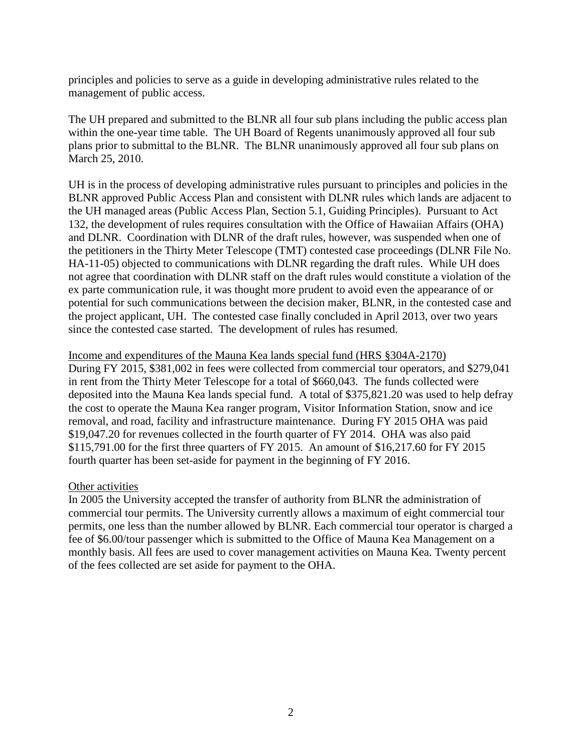principles and policies to serve as a guide in developing administrative rules related to the management of public access.

The UH prepared and submitted to the BLNR all four sub plans including the public access plan within the one-year time table. The UH Board of Regents unanimously approved all four sub plans prior to submittal to the BLNR. The BLNR unanimously approved all four sub plans on March 25, 2010.

UH is in the process of developing administrative rules pursuant to principles and policies in the BLNR approved Public Access Plan and consistent with DLNR rules which lands are adjacent to the UH managed areas (Public Access Plan, Section 5.1, Guiding Principles). Pursuant to Act 132, the development of rules requires consultation with the Office of Hawaiian Affairs (OHA) and DLNR. Coordination with DLNR of the draft rules, however, was suspended when one of the petitioners in the Thirty Meter Telescope (TMT) contested case proceedings (DLNR File No. HA-11-05) objected to communications with DLNR regarding the draft rules. While UH does not agree that coordination with DLNR staff on the draft rules would constitute a violation of the ex parte communication rule, it was thought more prudent to avoid even the appearance of or potential for such communications between the decision maker, BLNR, in the contested case and the project applicant, UH. The contested case finally concluded in April 2013, over two years since the contested case started. The development of rules has resumed.

<u>Income and expenditures of the Mauna Kea lands special fund (HRS §304A-2170)</u>
During FY 2015, $381,002 in fees were collected from commercial tour operators, and $279,041 in rent from the Thirty Meter Telescope for a total of $660,043. The funds collected were deposited into the Mauna Kea lands special fund. A total of $375,821.20 was used to help defray the cost to operate the Mauna Kea ranger program, Visitor Information Station, snow and ice removal, and road, facility and infrastructure maintenance. During FY 2015 OHA was paid $19,047.20 for revenues collected in the fourth quarter of FY 2014. OHA was also paid $115,791.00 for the first three quarters of FY 2015. An amount of $16,217.60 for FY 2015 fourth quarter has been set-aside for payment in the beginning of FY 2016.

<u>Other activities</u>
In 2005 the University accepted the transfer of authority from BLNR the administration of commercial tour permits. The University currently allows a maximum of eight commercial tour permits, one less than the number allowed by BLNR. Each commercial tour operator is charged a fee of $6.00/tour passenger which is submitted to the Office of Mauna Kea Management on a monthly basis. All fees are used to cover management activities on Mauna Kea. Twenty percent of the fees collected are set aside for payment to the OHA.